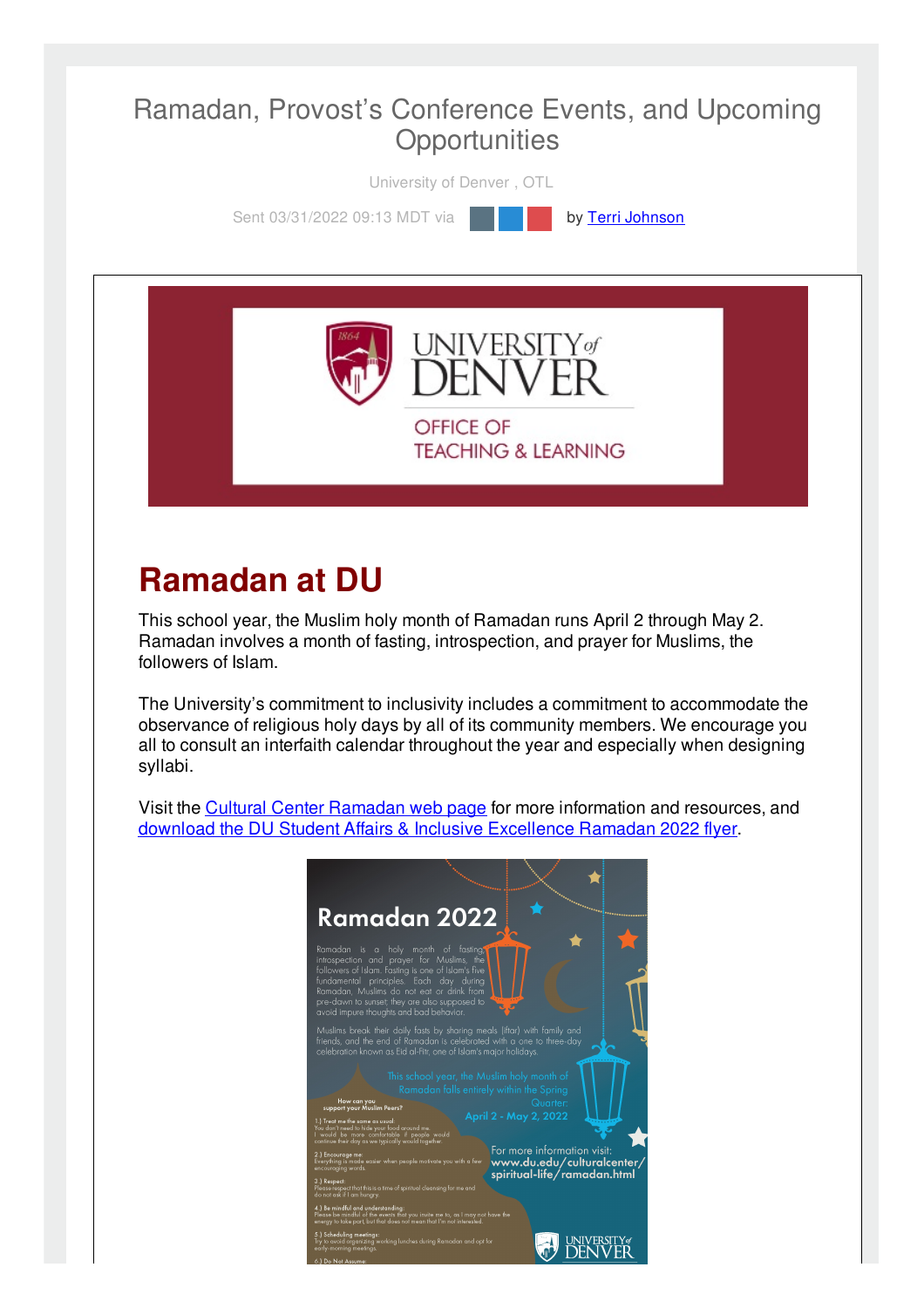# Ramadan, Provost's Conference Events, and Upcoming Opportunities

University of Denver , OTL

Sent 03/31/2022 09:13 MDT via by Terri Johnson

UNIVERSITY of DENVER

OFFICE OF TEACHING & LEARNING

## Ramadan at DU

This school year, the Muslim holy month of Ramadan runs April 2 through May 2. Ramadan involves a month of fasting, introspection, and prayer for Muslims, the followers of Islam.

The University's commitment to inclusivity includes a commitment to accommodate the observance of religious holy days by all of its community members. We encourage you all to consult an interfaith calendar throughout the year and especially when designing syllabi.

Visit the Cultural Center Ramadan web page for more information and resources, and download the DU Student Affairs & Inclusive Excellence Ramadan 2022 flyer.

**Ramadan 2022**

Ramadan is a holy month of fasting, introspection and prayer for Muslims, the followers of Islam. Fasting is one of Islam's five fundamental principles. Each day during Ramadan, Muslims do not eat or drink from pre-dawn to sunset; they are also supposed to avoid impure thoughts and bad behavior.

Muslims break their daily fasts by sharing meals (iftar) with family and friends, and the end of Ramadan is celebrated with a one to three-day celebration known as Eid al-Fitr, one of Islam's major holidays.

This school year, the Muslim holy month of Ramadan falls entirely within the Spring Quarter: April 2 - May 2, 2022

How can you support your Muslim Peers?

1.) Treat me the same as usual: You don't need to hide your food around me. I would be more comfortable if people would continue their day as we typically would together.

2.) Encourage me: Everything is made easier when people motivate you with a few encouraging words.

3.) Respect: Please respect that this is a time of spiritual cleansing for me and do not ask if I am hungry.

4.) Be mindful and understanding: Please be mindful of the events that you invite me to, as I may not have the energy to take part, but that does not mean that I'm not interested.

5.) Scheduling meetings: Try to avoid organizing working lunches during Ramadan and opt for early-morning meetings.

6.) Do Not Assume:

For more information visit: www.du.edu/culturalcenter/spiritual-life/ramadan.html

UNIVERSITY of DENVER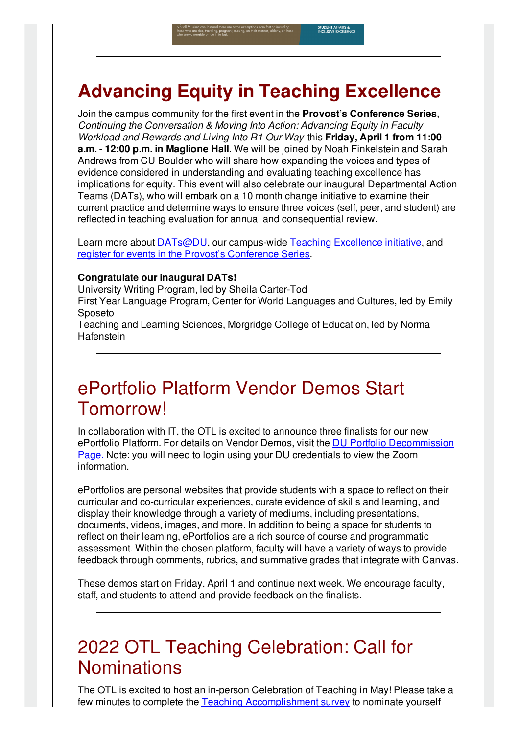Not all Muslims can fast and there are some exemptions from fasting including those who are sick, traveling, pregnant, nursing, on their menses, elderly, or those who are vulnerable or too ill to fast.

STUDENT AFFAIRS & INCLUSIVE EXCELLENCE

---

# Advancing Equity in Teaching Excellence

Join the campus community for the first event in the **Provost's Conference Series**, *Continuing the Conversation & Moving Into Action: Advancing Equity in Faculty Workload and Rewards and Living Into R1 Our Way* this **Friday, April 1 from 11:00 a.m. - 12:00 p.m. in Maglione Hall**. We will be joined by Noah Finkelstein and Sarah Andrews from CU Boulder who will share how expanding the voices and types of evidence considered in understanding and evaluating teaching excellence has implications for equity. This event will also celebrate our inaugural Departmental Action Teams (DATs), who will embark on a 10 month change initiative to examine their current practice and determine ways to ensure three voices (self, peer, and student) are reflected in teaching evaluation for annual and consequential review.

Learn more about DATs@DU, our campus-wide Teaching Excellence initiative, and register for events in the Provost's Conference Series.

**Congratulate our inaugural DATs!**
University Writing Program, led by Sheila Carter-Tod
First Year Language Program, Center for World Languages and Cultures, led by Emily Sposeto
Teaching and Learning Sciences, Morgridge College of Education, led by Norma Hafenstein

---

# ePortfolio Platform Vendor Demos Start Tomorrow!

In collaboration with IT, the OTL is excited to announce three finalists for our new ePortfolio Platform. For details on Vendor Demos, visit the DU Portfolio Decommission Page. Note: you will need to login using your DU credentials to view the Zoom information.

ePortfolios are personal websites that provide students with a space to reflect on their curricular and co-curricular experiences, curate evidence of skills and learning, and display their knowledge through a variety of mediums, including presentations, documents, videos, images, and more. In addition to being a space for students to reflect on their learning, ePortfolios are a rich source of course and programmatic assessment. Within the chosen platform, faculty will have a variety of ways to provide feedback through comments, rubrics, and summative grades that integrate with Canvas.

These demos start on Friday, April 1 and continue next week. We encourage faculty, staff, and students to attend and provide feedback on the finalists.

---

# 2022 OTL Teaching Celebration: Call for Nominations

The OTL is excited to host an in-person Celebration of Teaching in May! Please take a few minutes to complete the Teaching Accomplishment survey to nominate yourself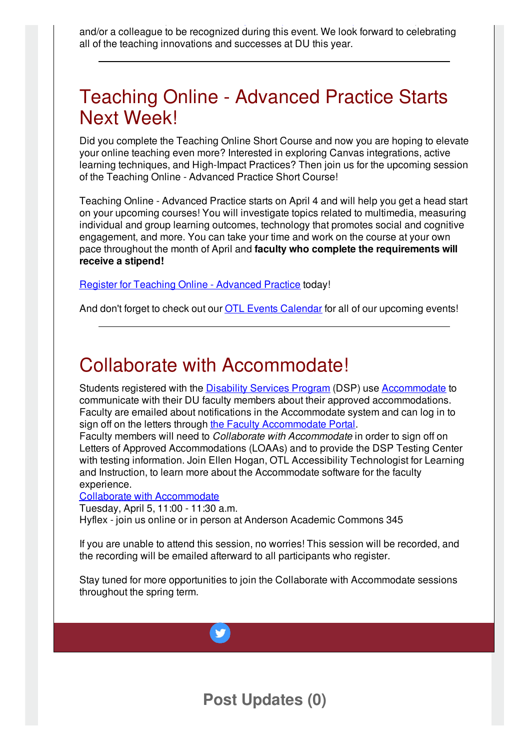and/or a colleague to be recognized during this event. We look forward to celebrating all of the teaching innovations and successes at DU this year.

---

## Teaching Online - Advanced Practice Starts Next Week!

Did you complete the Teaching Online Short Course and now you are hoping to elevate your online teaching even more? Interested in exploring Canvas integrations, active learning techniques, and High-Impact Practices? Then join us for the upcoming session of the Teaching Online - Advanced Practice Short Course!

Teaching Online - Advanced Practice starts on April 4 and will help you get a head start on your upcoming courses! You will investigate topics related to multimedia, measuring individual and group learning outcomes, technology that promotes social and cognitive engagement, and more. You can take your time and work on the course at your own pace throughout the month of April and **faculty who complete the requirements will receive a stipend!**

Register for Teaching Online - Advanced Practice today!

And don't forget to check out our OTL Events Calendar for all of our upcoming events!

---

## Collaborate with Accommodate!

Students registered with the Disability Services Program (DSP) use Accommodate to communicate with their DU faculty members about their approved accommodations. Faculty are emailed about notifications in the Accommodate system and can log in to sign off on the letters through the Faculty Accommodate Portal.
Faculty members will need to *Collaborate with Accommodate* in order to sign off on Letters of Approved Accommodations (LOAAs) and to provide the DSP Testing Center with testing information. Join Ellen Hogan, OTL Accessibility Technologist for Learning and Instruction, to learn more about the Accommodate software for the faculty experience.
Collaborate with Accommodate
Tuesday, April 5, 11:00 - 11:30 a.m.
Hyflex - join us online or in person at Anderson Academic Commons 345

If you are unable to attend this session, no worries! This session will be recorded, and the recording will be emailed afterward to all participants who register.

Stay tuned for more opportunities to join the Collaborate with Accommodate sessions throughout the spring term.

## Post Updates (0)